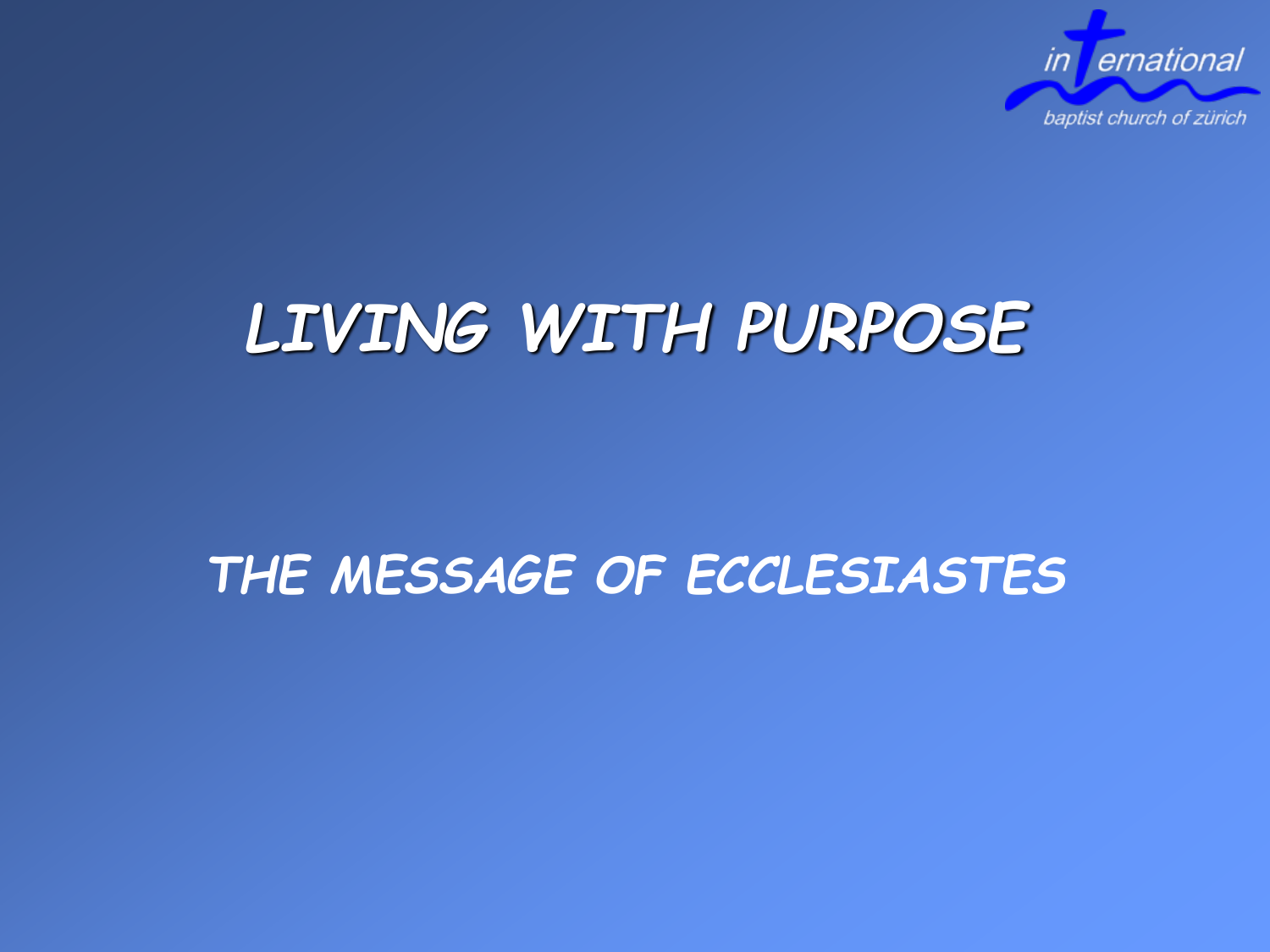international

baptist church of zürich

# LIVING WITH PURPOSE

## THE MESSAGE OF ECCLESIASTES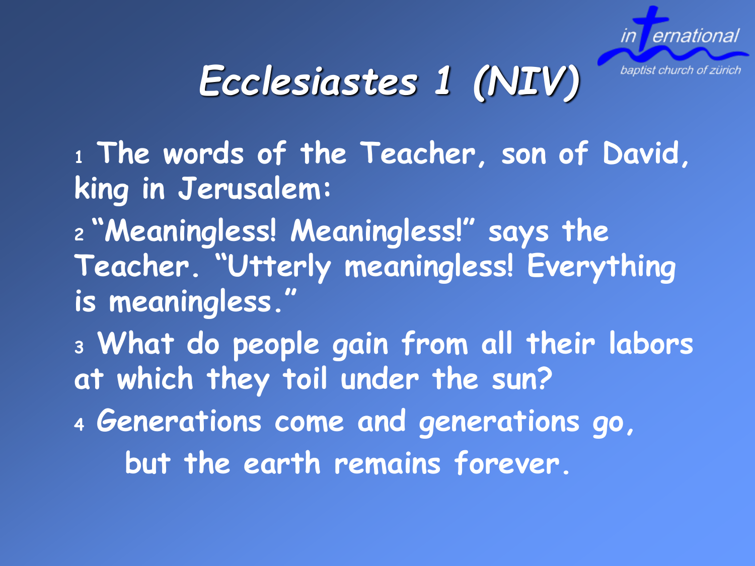# *Ecclesiastes 1 (NIV)*

1 **The words of the Teacher, son of David, king in Jerusalem:**

2 **"Meaningless! Meaningless!" says the Teacher. "Utterly meaningless! Everything is meaningless."**

3 **What do people gain from all their labors at which they toil under the sun?**

4 **Generations come and generations go,**
**but the earth remains forever.**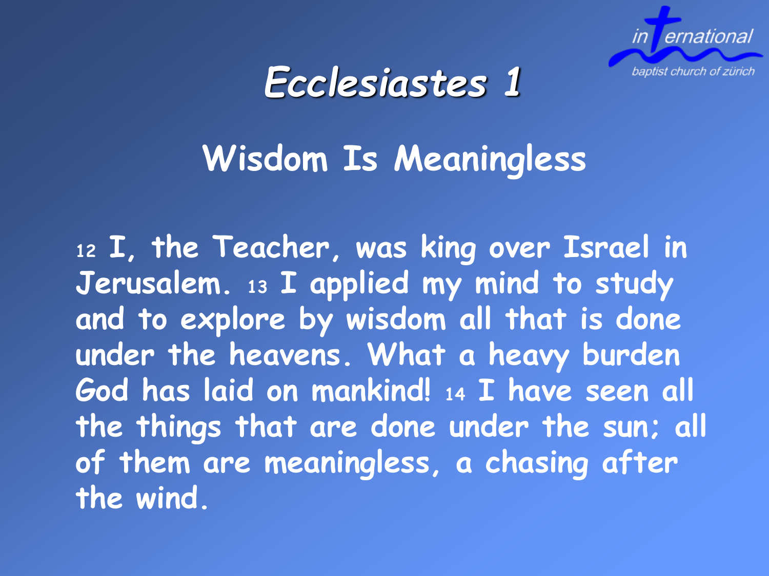# Ecclesiastes 1

## Wisdom Is Meaningless

12 I, the Teacher, was king over Israel in Jerusalem. 13 I applied my mind to study and to explore by wisdom all that is done under the heavens. What a heavy burden God has laid on mankind! 14 I have seen all the things that are done under the sun; all of them are meaningless, a chasing after the wind.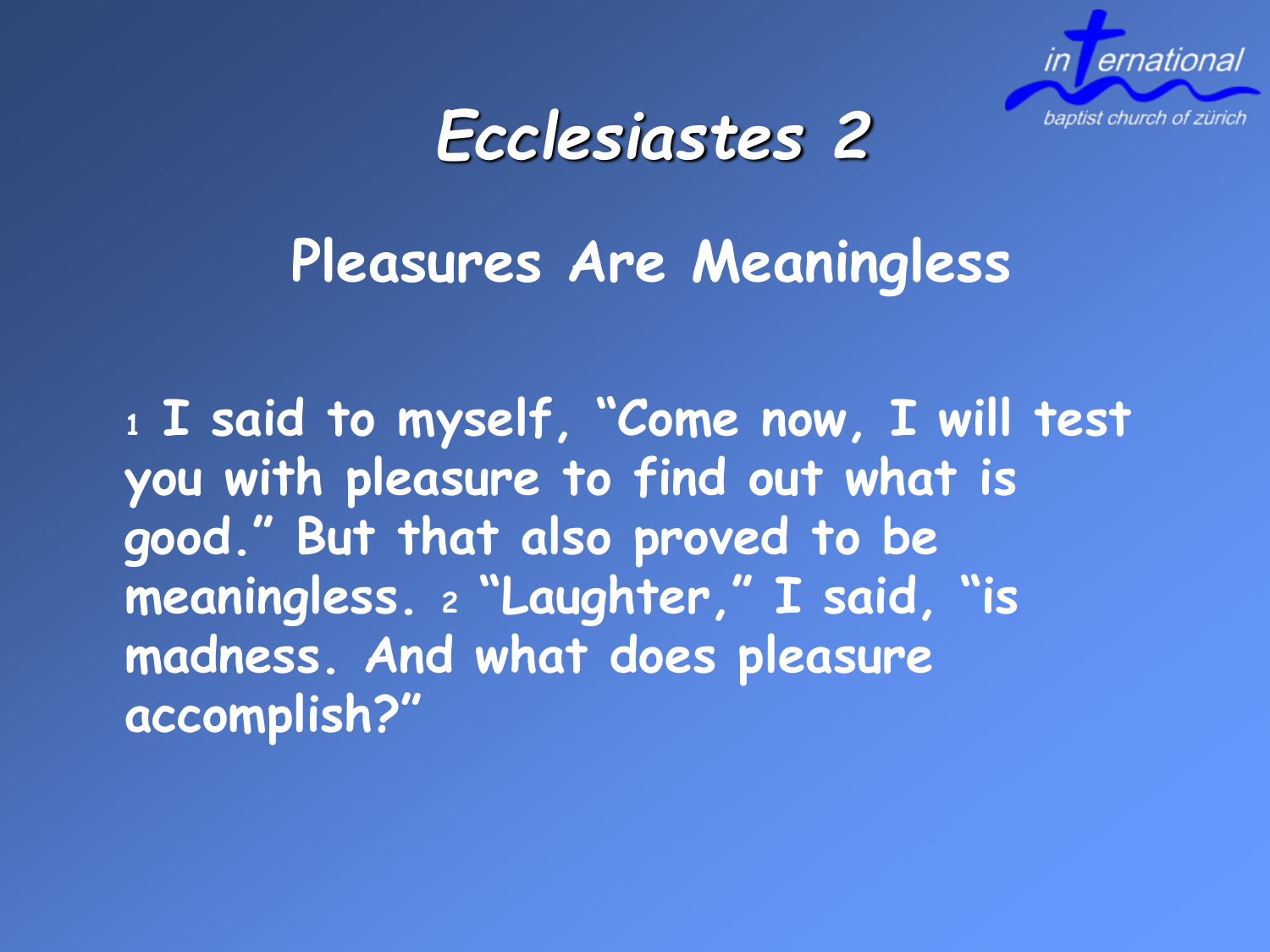# Ecclesiastes 2

## Pleasures Are Meaningless

1 I said to myself, "Come now, I will test you with pleasure to find out what is good." But that also proved to be meaningless. 2 "Laughter," I said, "is madness. And what does pleasure accomplish?"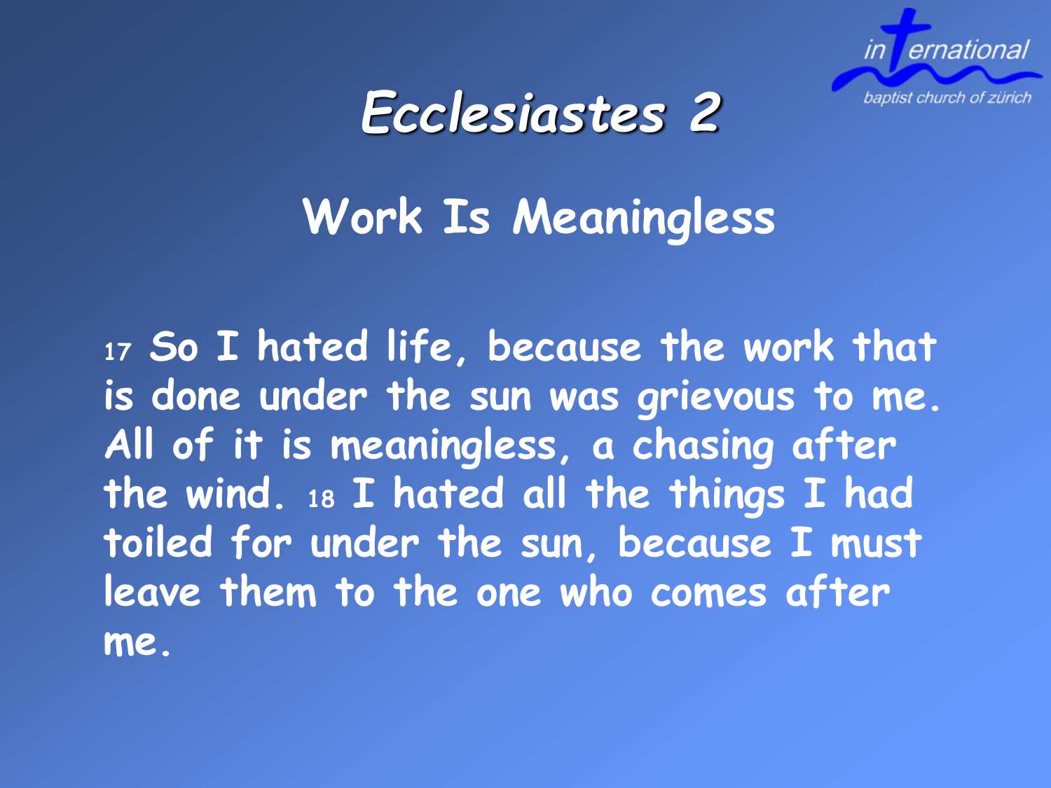# Ecclesiastes 2

## Work Is Meaningless

17 So I hated life, because the work that is done under the sun was grievous to me. All of it is meaningless, a chasing after the wind. 18 I hated all the things I had toiled for under the sun, because I must leave them to the one who comes after me.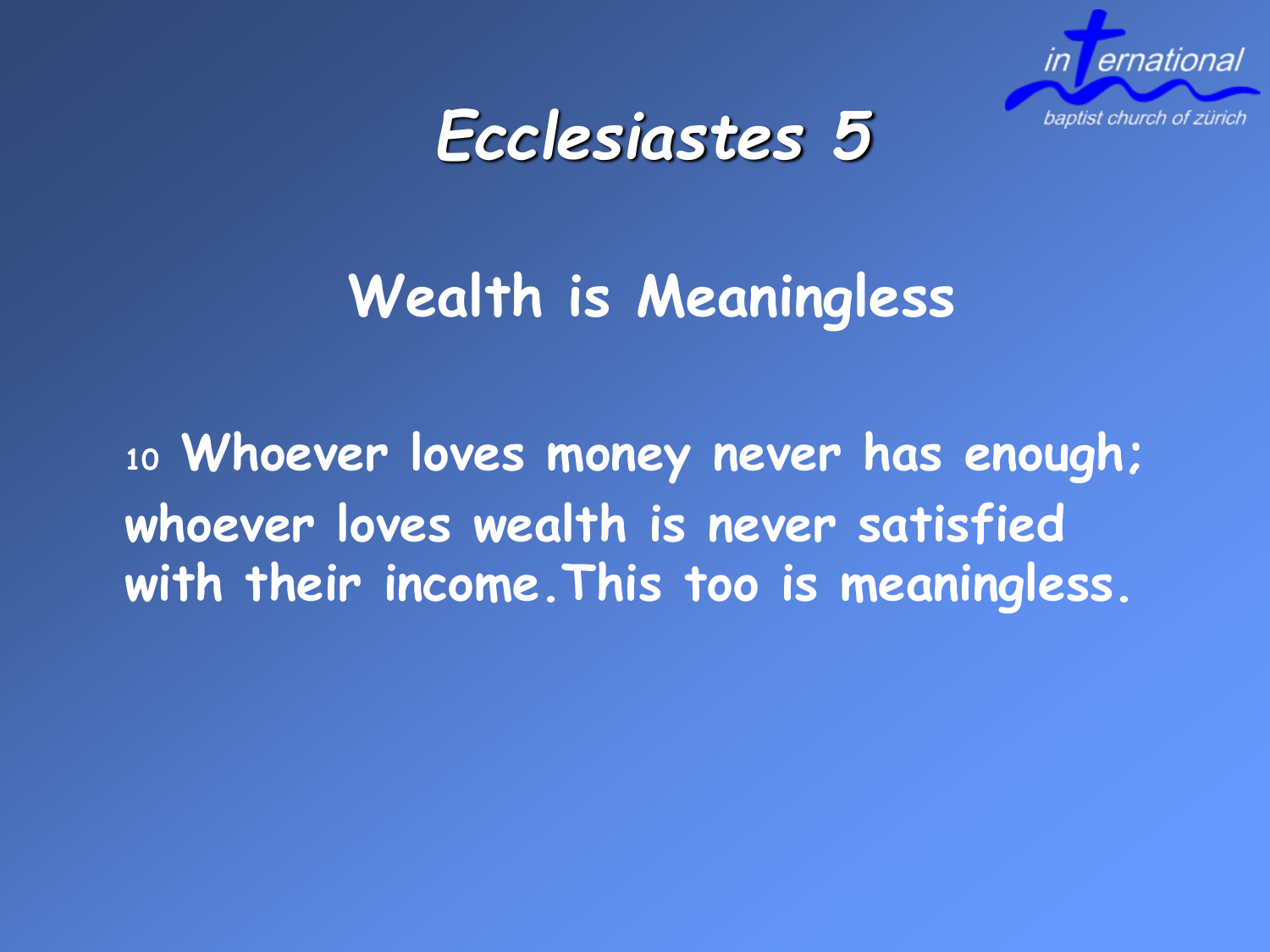# Ecclesiastes 5

## Wealth is Meaningless

10 **Whoever loves money never has enough; whoever loves wealth is never satisfied with their income. This too is meaningless.**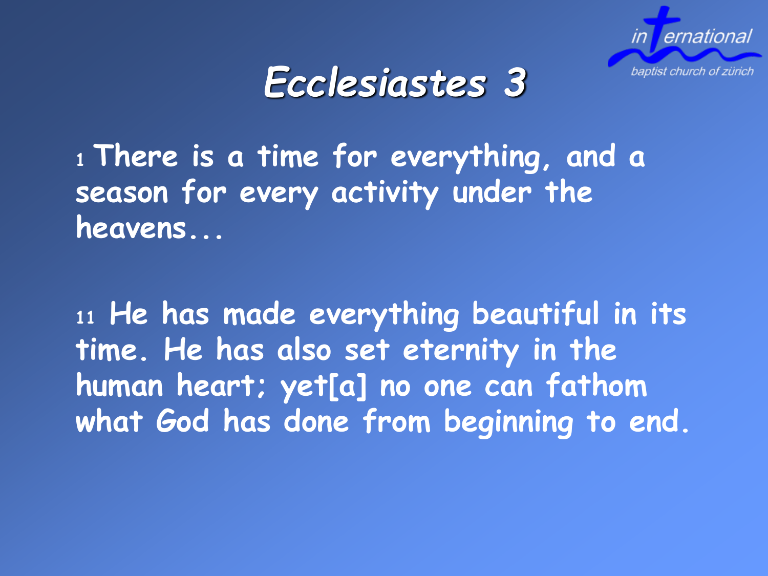# Ecclesiastes 3

1 There is a time for everything, and a season for every activity under the heavens...

11 He has made everything beautiful in its time. He has also set eternity in the human heart; yet[a] no one can fathom what God has done from beginning to end.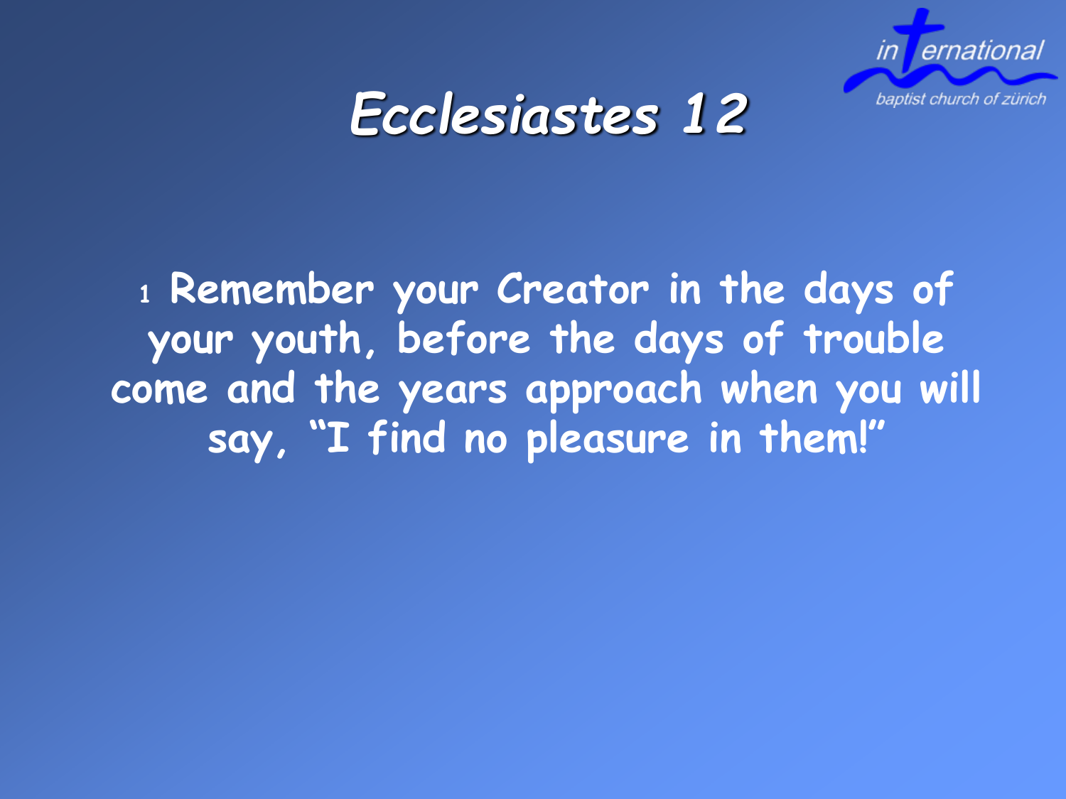# Ecclesiastes 12

1 **Remember your Creator in the days of your youth, before the days of trouble come and the years approach when you will say, "I find no pleasure in them!"**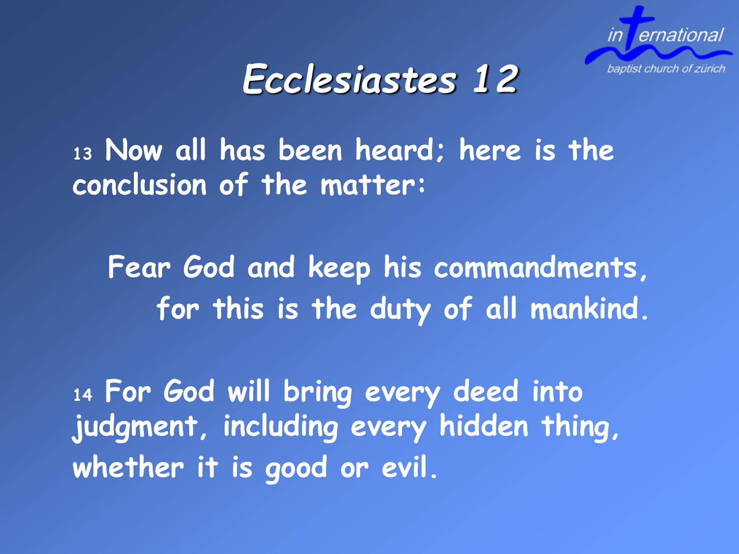# Ecclesiastes 12

13 Now all has been heard; here is the conclusion of the matter:

Fear God and keep his commandments,
for this is the duty of all mankind.

14 For God will bring every deed into judgment, including every hidden thing, whether it is good or evil.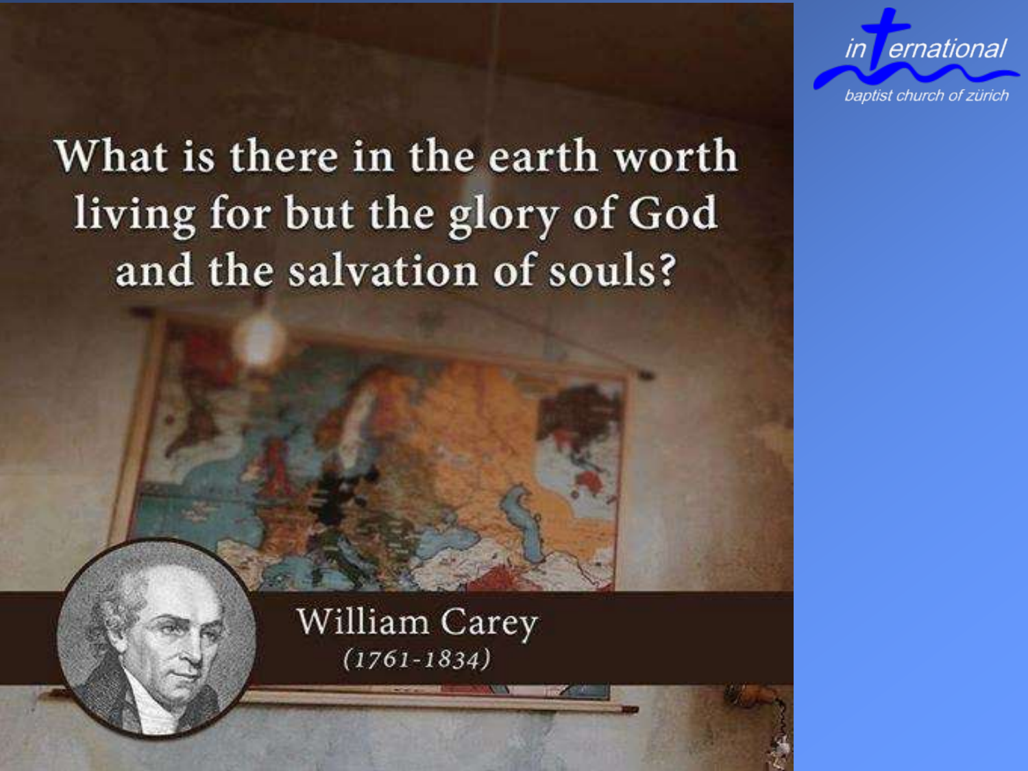international

baptist church of zürich

What is there in the earth worth living for but the glory of God and the salvation of souls?

William Carey

*(1761-1834)*